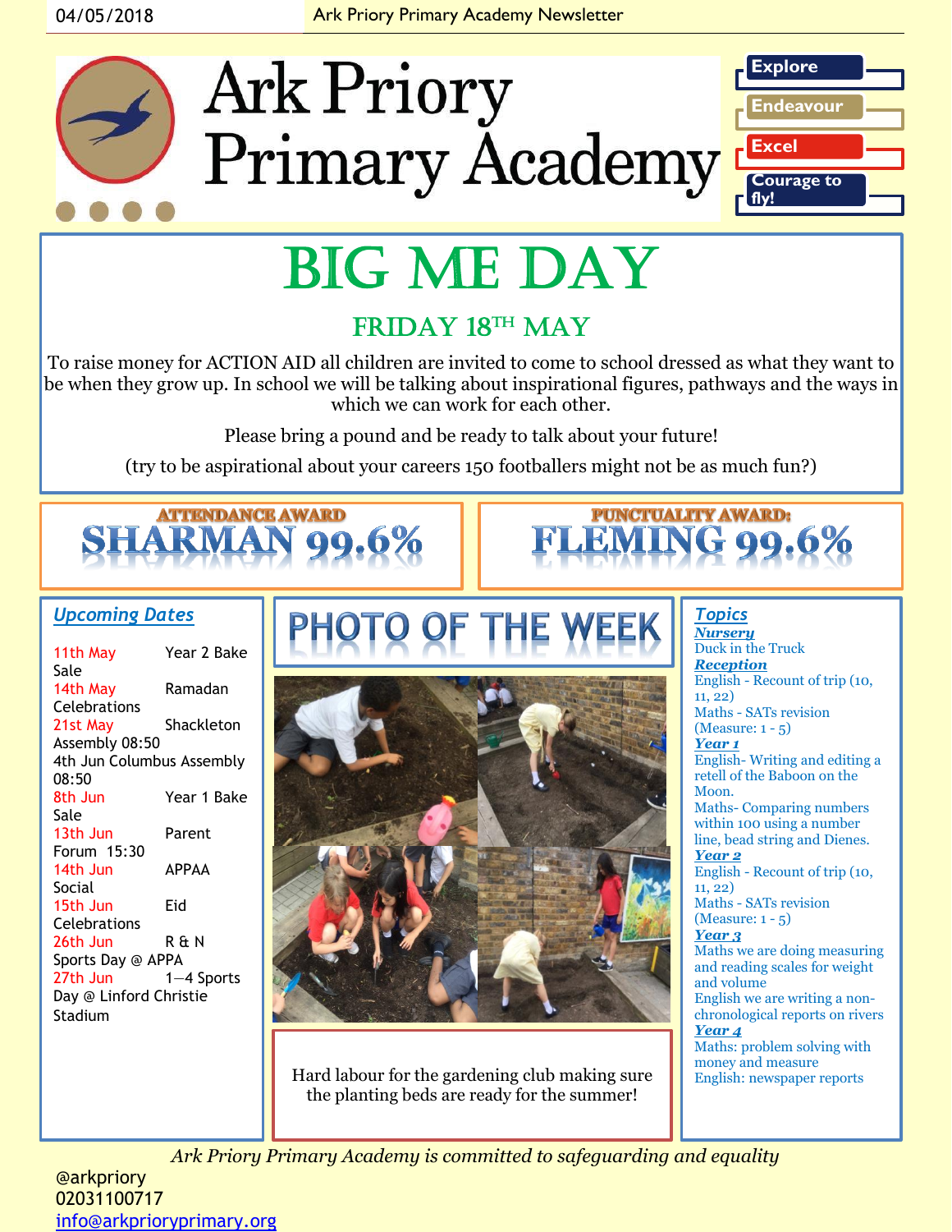04/05/2018 Ark Priory Primary Academy Newsletter

# Ark Priory Primary Academy

- Explore
- Endeavour
- Excel
- Courage to fly!

# BIG ME DAY

## FRIDAY 18TH MAY

To raise money for ACTION AID all children are invited to come to school dressed as what they want to be when they grow up. In school we will be talking about inspirational figures, pathways and the ways in which we can work for each other.

Please bring a pound and be ready to talk about your future!

(try to be aspirational about your careers 150 footballers might not be as much fun?)

**ATTENDANCE AWARD**
**SHARMAN 99.6%**

**PUNCTUALITY AWARD:**
**FLEMING 99.6%**

## Upcoming Dates

| Date | Event |
|---|---|
| 11th May | Year 2 Bake Sale |
| 14th May | Ramadan Celebrations |
| 21st May | Shackleton Assembly 08:50 |
| 4th Jun | Columbus Assembly 08:50 |
| 8th Jun | Year 1 Bake Sale |
| 13th Jun | Parent Forum 15:30 |
| 14th Jun | APPAA Social |
| 15th Jun | Eid Celebrations |
| 26th Jun | R & N Sports Day @ APPA |
| 27th Jun | 1—4 Sports Day @ Linford Christie Stadium |

## PHOTO OF THE WEEK

Hard labour for the gardening club making sure the planting beds are ready for the summer!

## Topics

**Nursery**
Duck in the Truck

**Reception**
English - Recount of trip (10, 11, 22)
Maths - SATs revision (Measure: 1 - 5)

**Year 1**
English- Writing and editing a retell of the Baboon on the Moon.
Maths- Comparing numbers within 100 using a number line, bead string and Dienes.

**Year 2**
English - Recount of trip (10, 11, 22)
Maths - SATs revision (Measure: 1 - 5)

**Year 3**
Maths we are doing measuring and reading scales for weight and volume
English we are writing a non-chronological reports on rivers

**Year 4**
Maths: problem solving with money and measure
English: newspaper reports

*Ark Priory Primary Academy is committed to safeguarding and equality*

@arkpriory
02031100717
info@arkprioryprimary.org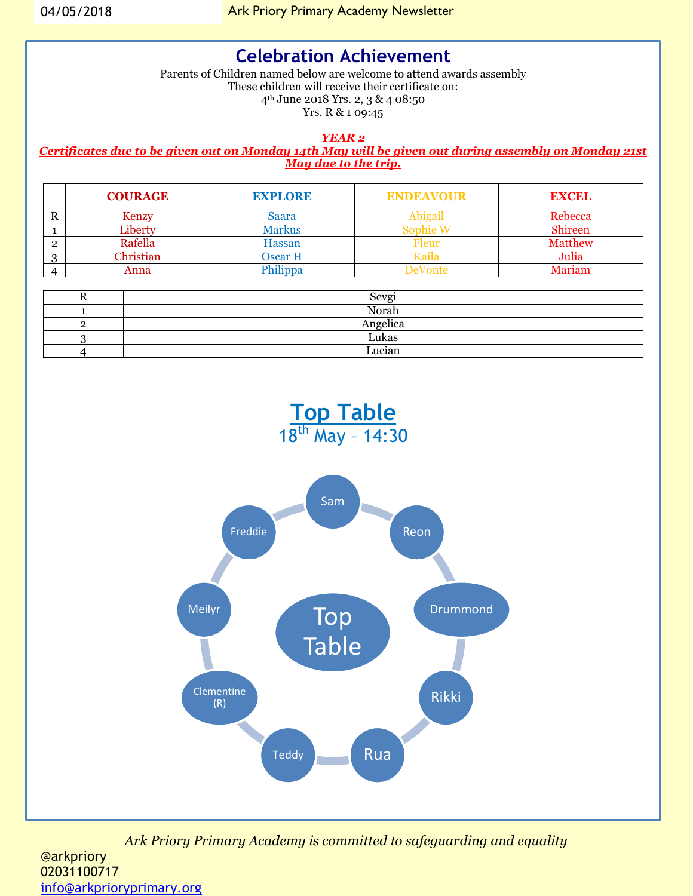# Celebration Achievement

Parents of Children named below are welcome to attend awards assembly
These children will receive their certificate on:
4th June 2018 Yrs. 2, 3 & 4 08:50
Yrs. R & 1 09:45

***YEAR 2***
***Certificates due to be given out on Monday 14th May will be given out during assembly on Monday 21st May due to the trip.***

| | COURAGE | EXPLORE | ENDEAVOUR | EXCEL |
|---|---|---|---|---|
| R | Kenzy | Saara | Abigail | Rebecca |
| 1 | Liberty | Markus | Sophie W | Shireen |
| 2 | Rafella | Hassan | Fleur | Matthew |
| 3 | Christian | Oscar H | Kaila | Julia |
| 4 | Anna | Philippa | DeVonte | Mariam |

| | |
|---|---|
| R | Sevgi |
| 1 | Norah |
| 2 | Angelica |
| 3 | Lukas |
| 4 | Lucian |

## Top Table

18th May – 14:30

Top Table: Sam, Reon, Drummond, Rikki, Rua, Teddy, Clementine (R), Meilyr, Freddie

*Ark Priory Primary Academy is committed to safeguarding and equality*

@arkpriory
02031100717
info@arkprioryprimary.org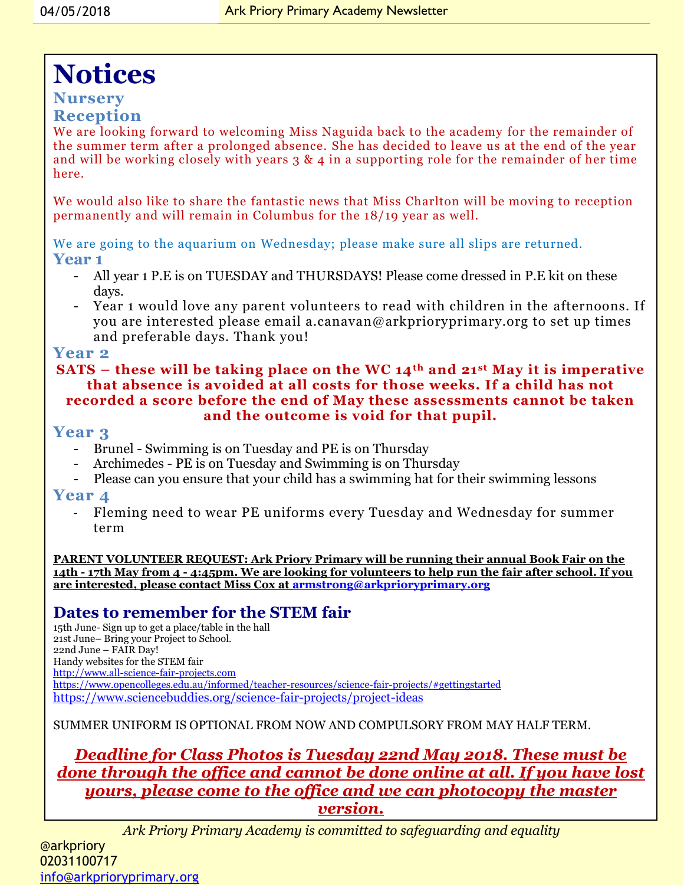# Notices

## Nursery

## Reception

We are looking forward to welcoming Miss Naguida back to the academy for the remainder of the summer term after a prolonged absence. She has decided to leave us at the end of the year and will be working closely with years 3 & 4 in a supporting role for the remainder of her time here.

We would also like to share the fantastic news that Miss Charlton will be moving to reception permanently and will remain in Columbus for the 18/19 year as well.

We are going to the aquarium on Wednesday; please make sure all slips are returned.

## Year 1

- All year 1 P.E is on TUESDAY and THURSDAYS! Please come dressed in P.E kit on these days.
- Year 1 would love any parent volunteers to read with children in the afternoons. If you are interested please email a.canavan@arkprioryprimary.org to set up times and preferable days. Thank you!

## Year 2

**SATS – these will be taking place on the WC 14th and 21st May it is imperative that absence is avoided at all costs for those weeks. If a child has not recorded a score before the end of May these assessments cannot be taken and the outcome is void for that pupil.**

## Year 3

- Brunel - Swimming is on Tuesday and PE is on Thursday
- Archimedes - PE is on Tuesday and Swimming is on Thursday
- Please can you ensure that your child has a swimming hat for their swimming lessons

## Year 4

- Fleming need to wear PE uniforms every Tuesday and Wednesday for summer term

**PARENT VOLUNTEER REQUEST: Ark Priory Primary will be running their annual Book Fair on the 14th - 17th May from 4 - 4:45pm. We are looking for volunteers to help run the fair after school. If you are interested, please contact Miss Cox at armstrong@arkprioryprimary.org**

## Dates to remember for the STEM fair

15th June- Sign up to get a place/table in the hall
21st June– Bring your Project to School.
22nd June – FAIR Day!
Handy websites for the STEM fair
http://www.all-science-fair-projects.com
https://www.opencolleges.edu.au/informed/teacher-resources/science-fair-projects/#gettingstarted
https://www.sciencebuddies.org/science-fair-projects/project-ideas

SUMMER UNIFORM IS OPTIONAL FROM NOW AND COMPULSORY FROM MAY HALF TERM.

***Deadline for Class Photos is Tuesday 22nd May 2018. These must be done through the office and cannot be done online at all. If you have lost yours, please come to the office and we can photocopy the master version.***

*Ark Priory Primary Academy is committed to safeguarding and equality*

@arkpriory
02031100717
info@arkprioryprimary.org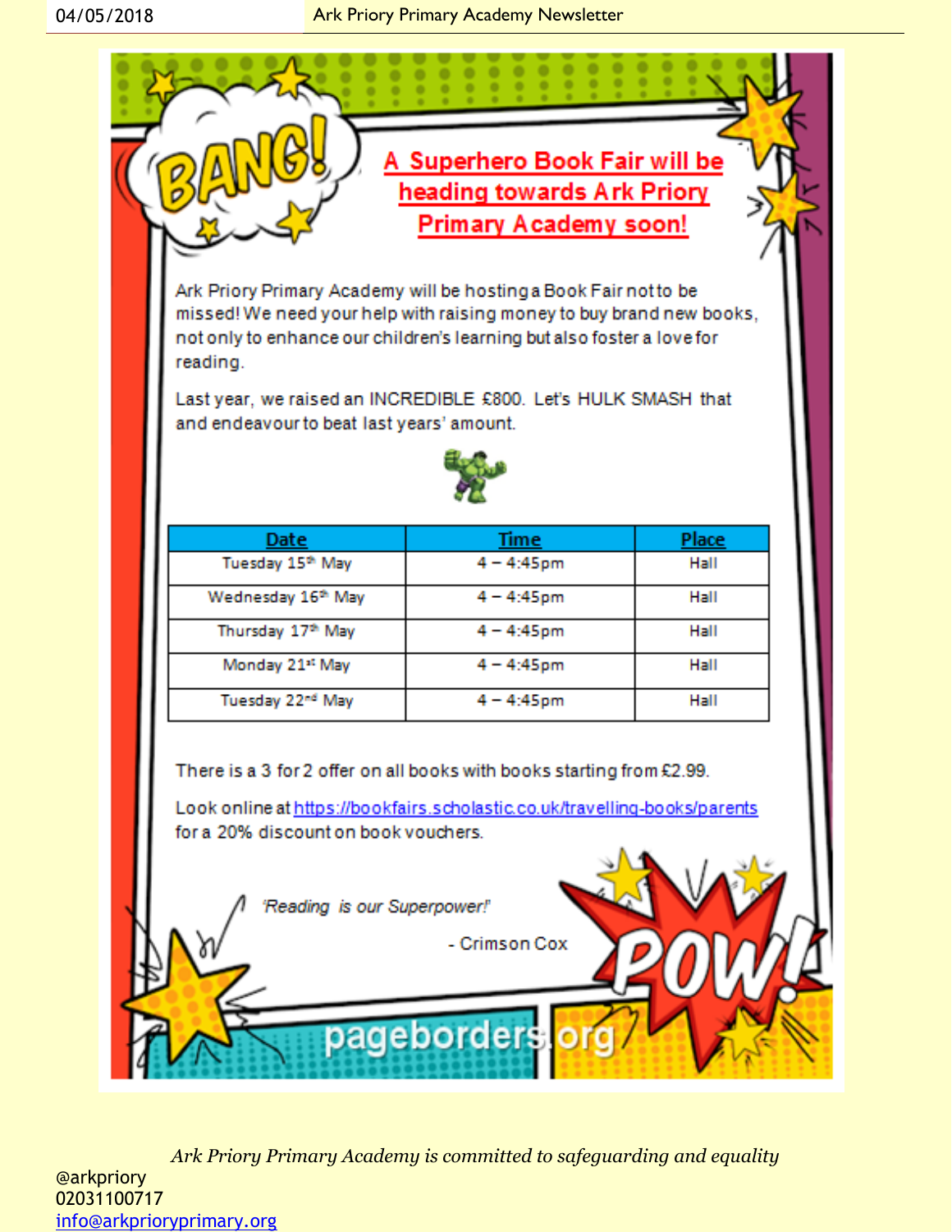## A Superhero Book Fair will be heading towards Ark Priory Primary Academy soon!

Ark Priory Primary Academy will be hosting a Book Fair not to be missed! We need your help with raising money to buy brand new books, not only to enhance our children's learning but also foster a love for reading.

Last year, we raised an INCREDIBLE £800. Let's HULK SMASH that and endeavour to beat last years' amount.

| Date | Time | Place |
|---|---|---|
| Tuesday 15th May | 4 – 4:45pm | Hall |
| Wednesday 16th May | 4 – 4:45pm | Hall |
| Thursday 17th May | 4 – 4:45pm | Hall |
| Monday 21st May | 4 – 4:45pm | Hall |
| Tuesday 22nd May | 4 – 4:45pm | Hall |

There is a 3 for 2 offer on all books with books starting from £2.99.

Look online at https://bookfairs.scholastic.co.uk/travelling-books/parents for a 20% discount on book vouchers.

*'Reading is our Superpower!'*

- Crimson Cox

*Ark Priory Primary Academy is committed to safeguarding and equality*

@arkpriory
02031100717
info@arkprioryprimary.org